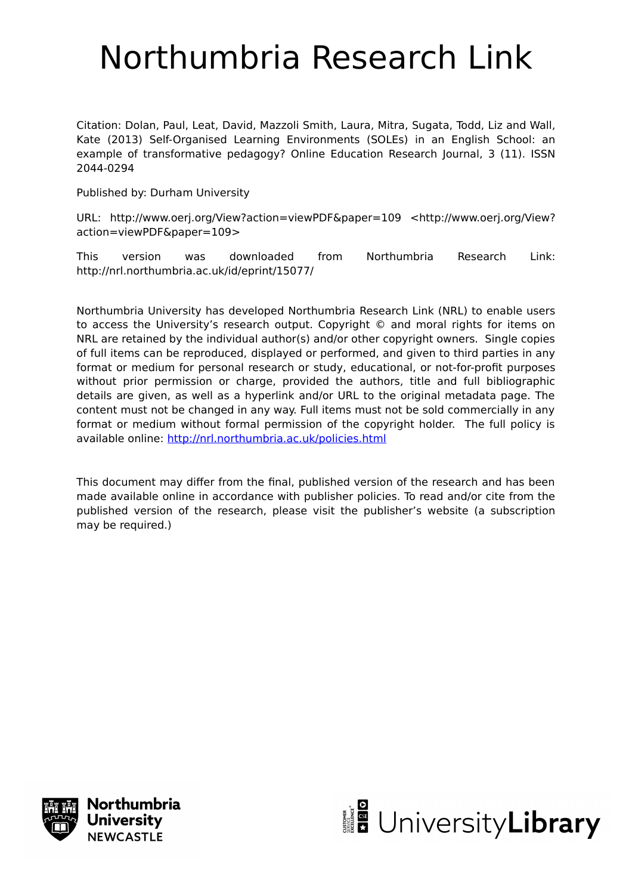# Northumbria Research Link

Citation: Dolan, Paul, Leat, David, Mazzoli Smith, Laura, Mitra, Sugata, Todd, Liz and Wall, Kate (2013) Self-Organised Learning Environments (SOLEs) in an English School: an example of transformative pedagogy? Online Education Research Journal, 3 (11). ISSN 2044-0294

Published by: Durham University

URL: http://www.oerj.org/View?action=viewPDF&paper=109 <http://www.oerj.org/View?action=viewPDF&paper=109>

This version was downloaded from Northumbria Research Link: http://nrl.northumbria.ac.uk/id/eprint/15077/

Northumbria University has developed Northumbria Research Link (NRL) to enable users to access the University's research output. Copyright © and moral rights for items on NRL are retained by the individual author(s) and/or other copyright owners. Single copies of full items can be reproduced, displayed or performed, and given to third parties in any format or medium for personal research or study, educational, or not-for-profit purposes without prior permission or charge, provided the authors, title and full bibliographic details are given, as well as a hyperlink and/or URL to the original metadata page. The content must not be changed in any way. Full items must not be sold commercially in any format or medium without formal permission of the copyright holder. The full policy is available online: http://nrl.northumbria.ac.uk/policies.html

This document may differ from the final, published version of the research and has been made available online in accordance with publisher policies. To read and/or cite from the published version of the research, please visit the publisher's website (a subscription may be required.)

Northumbria University NEWCASTLE

UniversityLibrary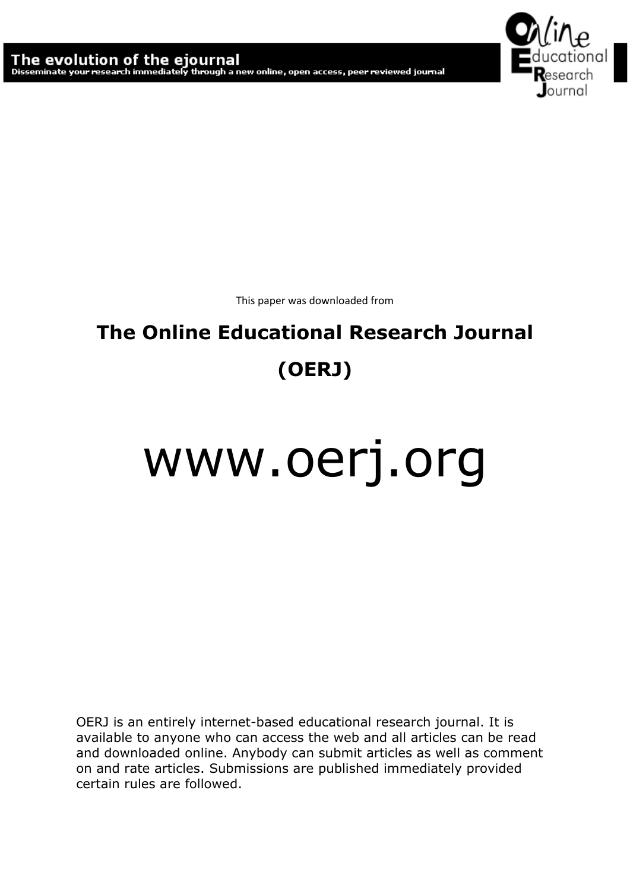The evolution of the ejournal
Disseminate your research immediately through a new online, open access, peer reviewed journal

This paper was downloaded from

**The Online Educational Research Journal**

**(OERJ)**

# www.oerj.org

OERJ is an entirely internet-based educational research journal. It is available to anyone who can access the web and all articles can be read and downloaded online. Anybody can submit articles as well as comment on and rate articles. Submissions are published immediately provided certain rules are followed.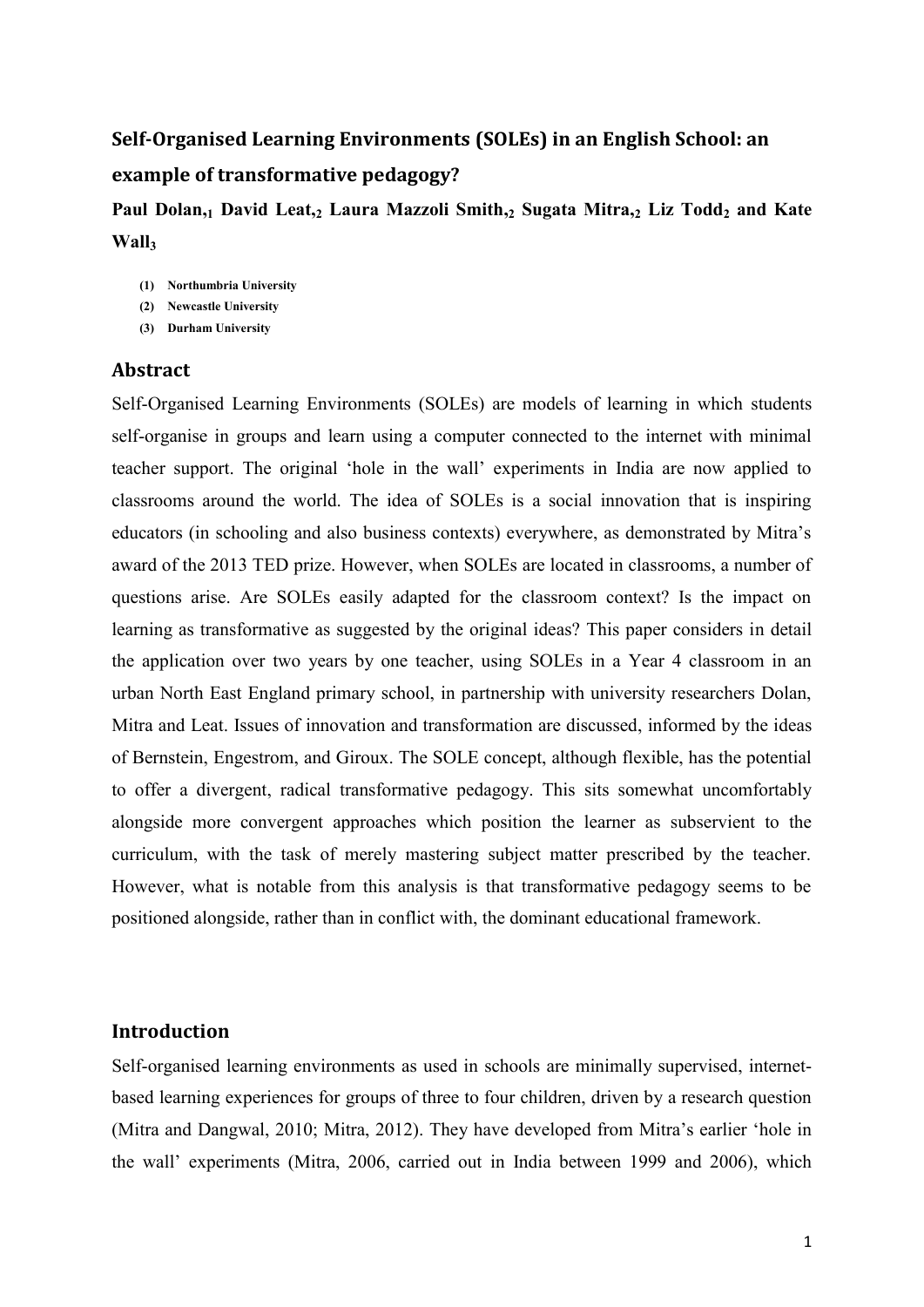## Self-Organised Learning Environments (SOLEs) in an English School: an example of transformative pedagogy?

**Paul Dolan,[1] David Leat,[2] Laura Mazzoli Smith,[2] Sugata Mitra,[2] Liz Todd[2] and Kate Wall[3]**

1. **Northumbria University**
2. **Newcastle University**
3. **Durham University**

## Abstract

Self-Organised Learning Environments (SOLEs) are models of learning in which students self-organise in groups and learn using a computer connected to the internet with minimal teacher support. The original 'hole in the wall' experiments in India are now applied to classrooms around the world. The idea of SOLEs is a social innovation that is inspiring educators (in schooling and also business contexts) everywhere, as demonstrated by Mitra's award of the 2013 TED prize. However, when SOLEs are located in classrooms, a number of questions arise. Are SOLEs easily adapted for the classroom context? Is the impact on learning as transformative as suggested by the original ideas? This paper considers in detail the application over two years by one teacher, using SOLEs in a Year 4 classroom in an urban North East England primary school, in partnership with university researchers Dolan, Mitra and Leat. Issues of innovation and transformation are discussed, informed by the ideas of Bernstein, Engestrom, and Giroux. The SOLE concept, although flexible, has the potential to offer a divergent, radical transformative pedagogy. This sits somewhat uncomfortably alongside more convergent approaches which position the learner as subservient to the curriculum, with the task of merely mastering subject matter prescribed by the teacher. However, what is notable from this analysis is that transformative pedagogy seems to be positioned alongside, rather than in conflict with, the dominant educational framework.

## Introduction

Self-organised learning environments as used in schools are minimally supervised, internet-based learning experiences for groups of three to four children, driven by a research question (Mitra and Dangwal, 2010; Mitra, 2012). They have developed from Mitra's earlier 'hole in the wall' experiments (Mitra, 2006, carried out in India between 1999 and 2006), which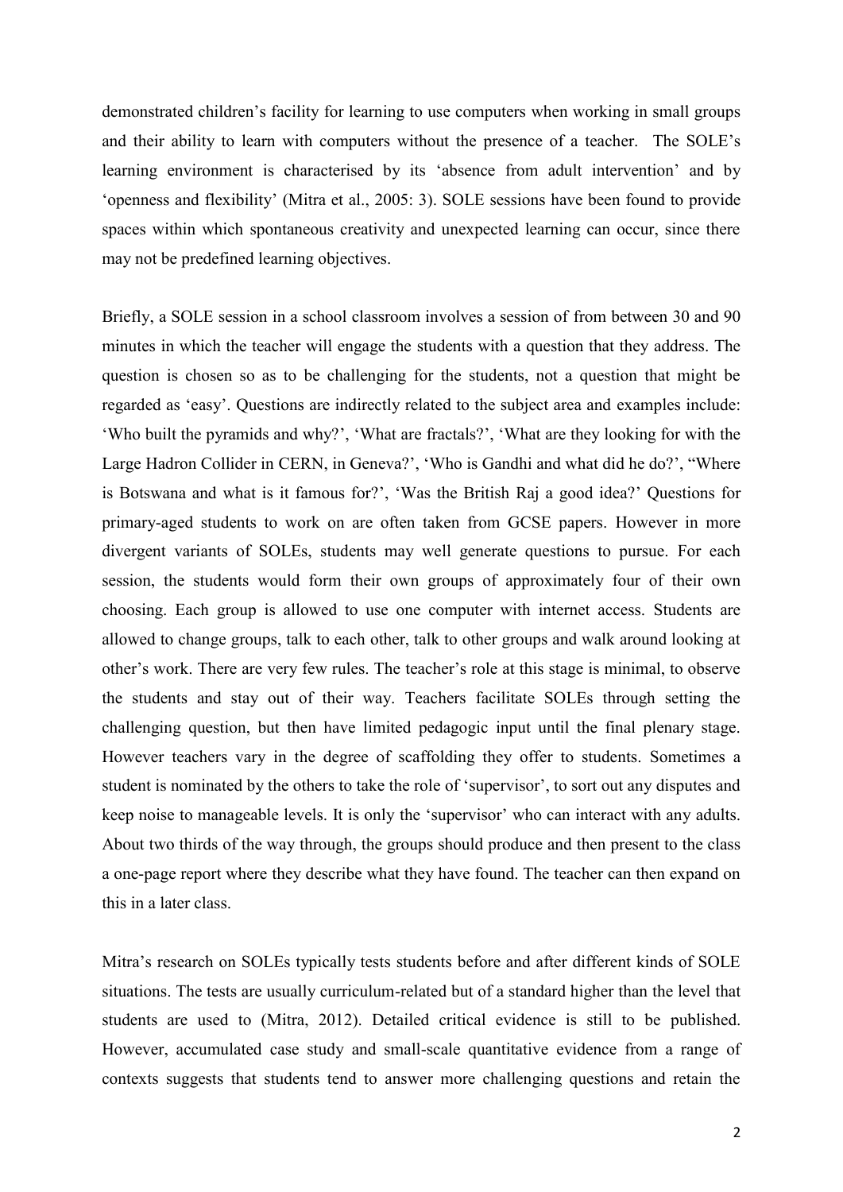demonstrated children's facility for learning to use computers when working in small groups and their ability to learn with computers without the presence of a teacher. The SOLE's learning environment is characterised by its 'absence from adult intervention' and by 'openness and flexibility' (Mitra et al., 2005: 3). SOLE sessions have been found to provide spaces within which spontaneous creativity and unexpected learning can occur, since there may not be predefined learning objectives.

Briefly, a SOLE session in a school classroom involves a session of from between 30 and 90 minutes in which the teacher will engage the students with a question that they address. The question is chosen so as to be challenging for the students, not a question that might be regarded as 'easy'. Questions are indirectly related to the subject area and examples include: 'Who built the pyramids and why?', 'What are fractals?', 'What are they looking for with the Large Hadron Collider in CERN, in Geneva?', 'Who is Gandhi and what did he do?', "Where is Botswana and what is it famous for?', 'Was the British Raj a good idea?' Questions for primary-aged students to work on are often taken from GCSE papers. However in more divergent variants of SOLEs, students may well generate questions to pursue. For each session, the students would form their own groups of approximately four of their own choosing. Each group is allowed to use one computer with internet access. Students are allowed to change groups, talk to each other, talk to other groups and walk around looking at other's work. There are very few rules. The teacher's role at this stage is minimal, to observe the students and stay out of their way. Teachers facilitate SOLEs through setting the challenging question, but then have limited pedagogic input until the final plenary stage. However teachers vary in the degree of scaffolding they offer to students. Sometimes a student is nominated by the others to take the role of 'supervisor', to sort out any disputes and keep noise to manageable levels. It is only the 'supervisor' who can interact with any adults. About two thirds of the way through, the groups should produce and then present to the class a one-page report where they describe what they have found. The teacher can then expand on this in a later class.

Mitra's research on SOLEs typically tests students before and after different kinds of SOLE situations. The tests are usually curriculum-related but of a standard higher than the level that students are used to (Mitra, 2012). Detailed critical evidence is still to be published. However, accumulated case study and small-scale quantitative evidence from a range of contexts suggests that students tend to answer more challenging questions and retain the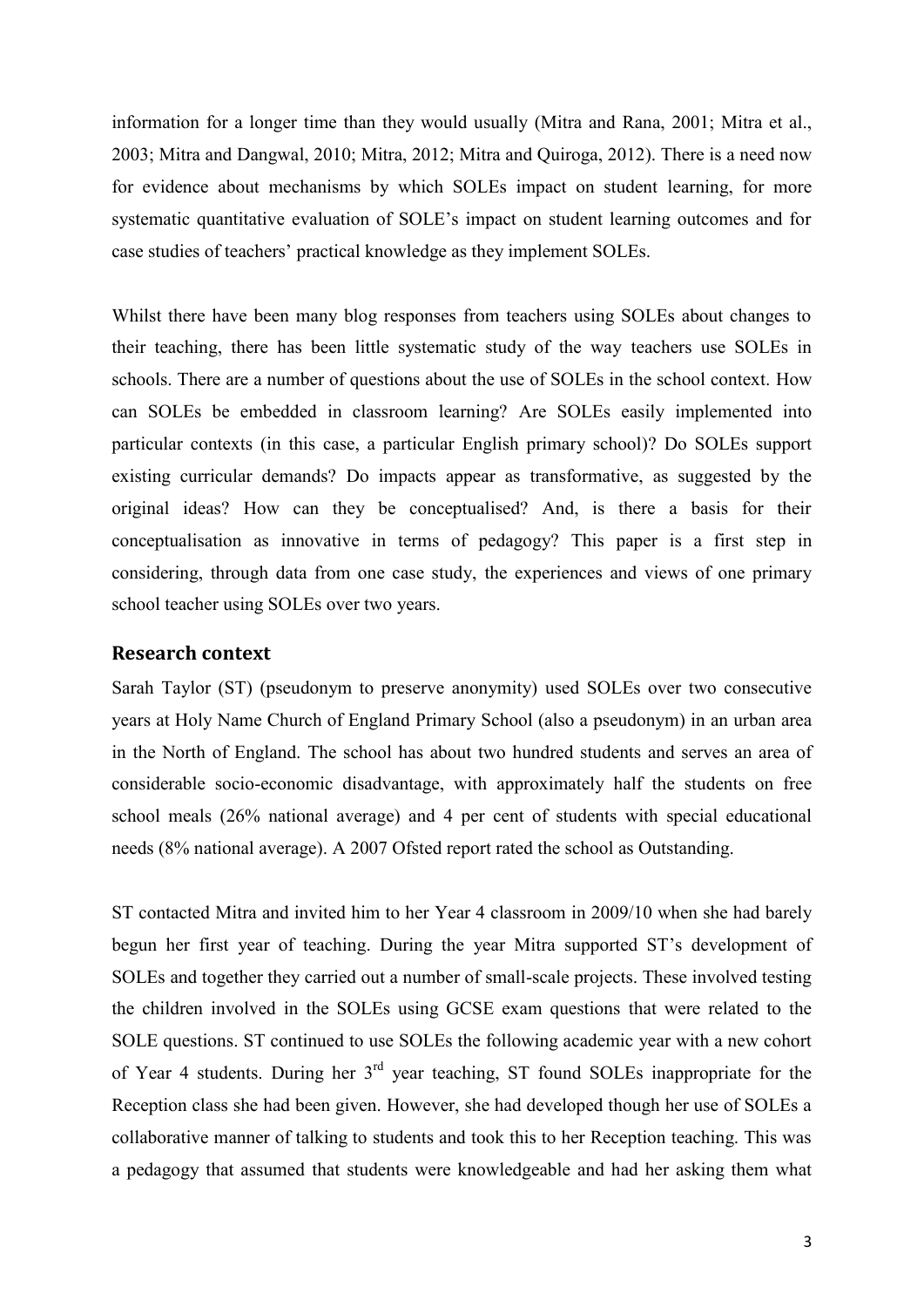information for a longer time than they would usually (Mitra and Rana, 2001; Mitra et al., 2003; Mitra and Dangwal, 2010; Mitra, 2012; Mitra and Quiroga, 2012). There is a need now for evidence about mechanisms by which SOLEs impact on student learning, for more systematic quantitative evaluation of SOLE's impact on student learning outcomes and for case studies of teachers' practical knowledge as they implement SOLEs.

Whilst there have been many blog responses from teachers using SOLEs about changes to their teaching, there has been little systematic study of the way teachers use SOLEs in schools. There are a number of questions about the use of SOLEs in the school context. How can SOLEs be embedded in classroom learning? Are SOLEs easily implemented into particular contexts (in this case, a particular English primary school)? Do SOLEs support existing curricular demands? Do impacts appear as transformative, as suggested by the original ideas? How can they be conceptualised? And, is there a basis for their conceptualisation as innovative in terms of pedagogy? This paper is a first step in considering, through data from one case study, the experiences and views of one primary school teacher using SOLEs over two years.

## Research context

Sarah Taylor (ST) (pseudonym to preserve anonymity) used SOLEs over two consecutive years at Holy Name Church of England Primary School (also a pseudonym) in an urban area in the North of England. The school has about two hundred students and serves an area of considerable socio-economic disadvantage, with approximately half the students on free school meals (26% national average) and 4 per cent of students with special educational needs (8% national average). A 2007 Ofsted report rated the school as Outstanding.

ST contacted Mitra and invited him to her Year 4 classroom in 2009/10 when she had barely begun her first year of teaching. During the year Mitra supported ST's development of SOLEs and together they carried out a number of small-scale projects. These involved testing the children involved in the SOLEs using GCSE exam questions that were related to the SOLE questions. ST continued to use SOLEs the following academic year with a new cohort of Year 4 students. During her 3rd year teaching, ST found SOLEs inappropriate for the Reception class she had been given. However, she had developed though her use of SOLEs a collaborative manner of talking to students and took this to her Reception teaching. This was a pedagogy that assumed that students were knowledgeable and had her asking them what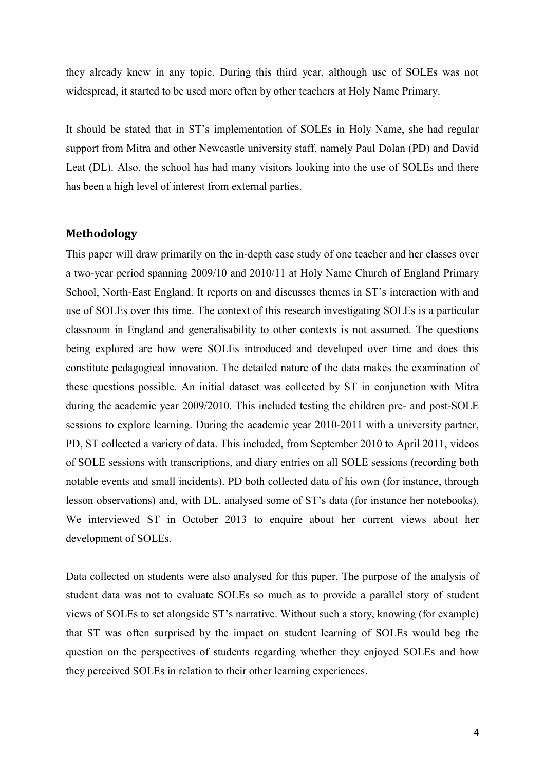they already knew in any topic. During this third year, although use of SOLEs was not widespread, it started to be used more often by other teachers at Holy Name Primary.

It should be stated that in ST's implementation of SOLEs in Holy Name, she had regular support from Mitra and other Newcastle university staff, namely Paul Dolan (PD) and David Leat (DL). Also, the school has had many visitors looking into the use of SOLEs and there has been a high level of interest from external parties.

## Methodology

This paper will draw primarily on the in-depth case study of one teacher and her classes over a two-year period spanning 2009/10 and 2010/11 at Holy Name Church of England Primary School, North-East England. It reports on and discusses themes in ST's interaction with and use of SOLEs over this time. The context of this research investigating SOLEs is a particular classroom in England and generalisability to other contexts is not assumed. The questions being explored are how were SOLEs introduced and developed over time and does this constitute pedagogical innovation. The detailed nature of the data makes the examination of these questions possible. An initial dataset was collected by ST in conjunction with Mitra during the academic year 2009/2010. This included testing the children pre- and post-SOLE sessions to explore learning. During the academic year 2010-2011 with a university partner, PD, ST collected a variety of data. This included, from September 2010 to April 2011, videos of SOLE sessions with transcriptions, and diary entries on all SOLE sessions (recording both notable events and small incidents). PD both collected data of his own (for instance, through lesson observations) and, with DL, analysed some of ST's data (for instance her notebooks). We interviewed ST in October 2013 to enquire about her current views about her development of SOLEs.

Data collected on students were also analysed for this paper. The purpose of the analysis of student data was not to evaluate SOLEs so much as to provide a parallel story of student views of SOLEs to set alongside ST's narrative. Without such a story, knowing (for example) that ST was often surprised by the impact on student learning of SOLEs would beg the question on the perspectives of students regarding whether they enjoyed SOLEs and how they perceived SOLEs in relation to their other learning experiences.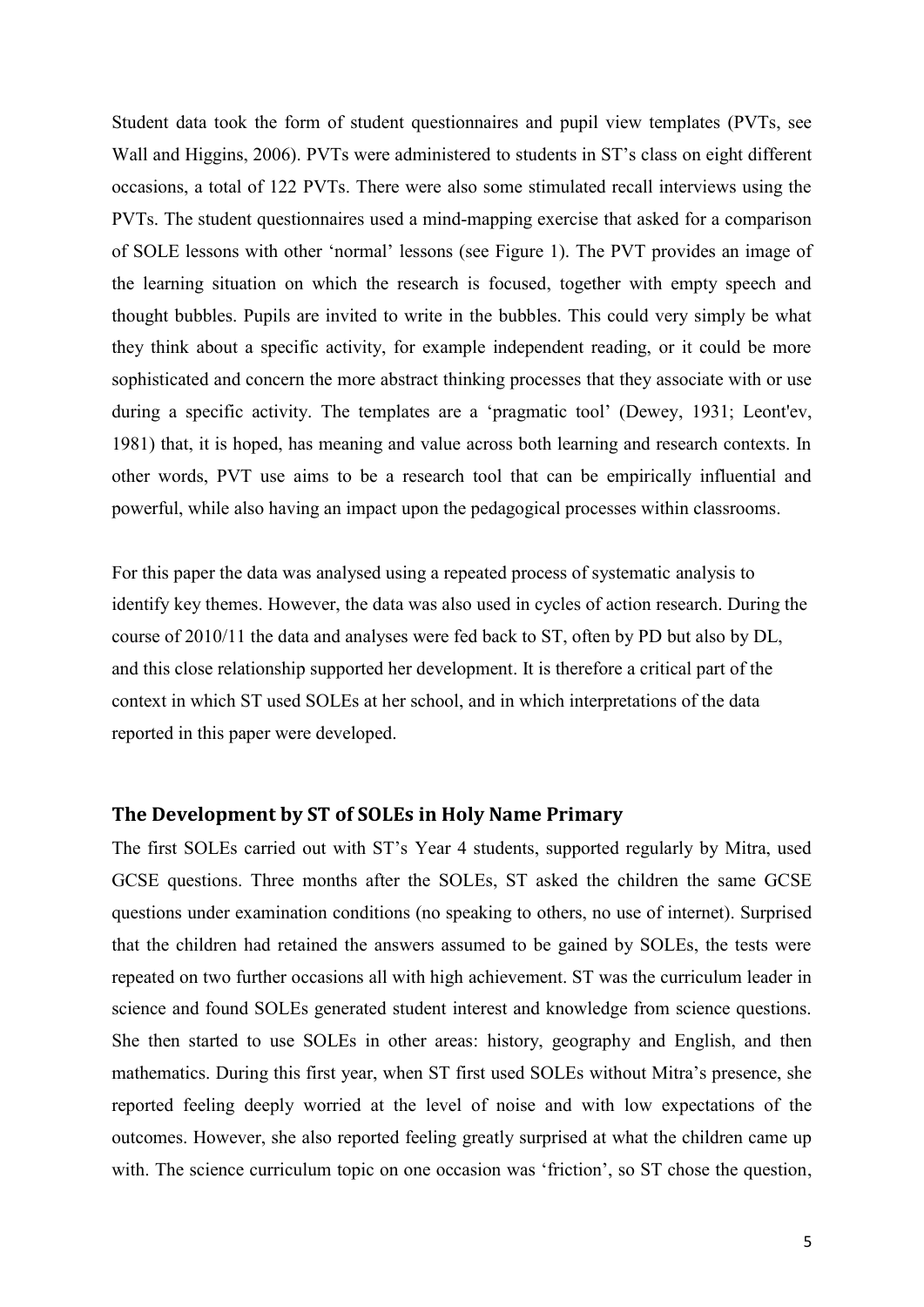Student data took the form of student questionnaires and pupil view templates (PVTs, see Wall and Higgins, 2006). PVTs were administered to students in ST's class on eight different occasions, a total of 122 PVTs. There were also some stimulated recall interviews using the PVTs. The student questionnaires used a mind-mapping exercise that asked for a comparison of SOLE lessons with other 'normal' lessons (see Figure 1). The PVT provides an image of the learning situation on which the research is focused, together with empty speech and thought bubbles. Pupils are invited to write in the bubbles. This could very simply be what they think about a specific activity, for example independent reading, or it could be more sophisticated and concern the more abstract thinking processes that they associate with or use during a specific activity. The templates are a 'pragmatic tool' (Dewey, 1931; Leont'ev, 1981) that, it is hoped, has meaning and value across both learning and research contexts. In other words, PVT use aims to be a research tool that can be empirically influential and powerful, while also having an impact upon the pedagogical processes within classrooms.

For this paper the data was analysed using a repeated process of systematic analysis to identify key themes. However, the data was also used in cycles of action research. During the course of 2010/11 the data and analyses were fed back to ST, often by PD but also by DL, and this close relationship supported her development. It is therefore a critical part of the context in which ST used SOLEs at her school, and in which interpretations of the data reported in this paper were developed.

## The Development by ST of SOLEs in Holy Name Primary

The first SOLEs carried out with ST's Year 4 students, supported regularly by Mitra, used GCSE questions. Three months after the SOLEs, ST asked the children the same GCSE questions under examination conditions (no speaking to others, no use of internet). Surprised that the children had retained the answers assumed to be gained by SOLEs, the tests were repeated on two further occasions all with high achievement. ST was the curriculum leader in science and found SOLEs generated student interest and knowledge from science questions. She then started to use SOLEs in other areas: history, geography and English, and then mathematics. During this first year, when ST first used SOLEs without Mitra's presence, she reported feeling deeply worried at the level of noise and with low expectations of the outcomes. However, she also reported feeling greatly surprised at what the children came up with. The science curriculum topic on one occasion was 'friction', so ST chose the question,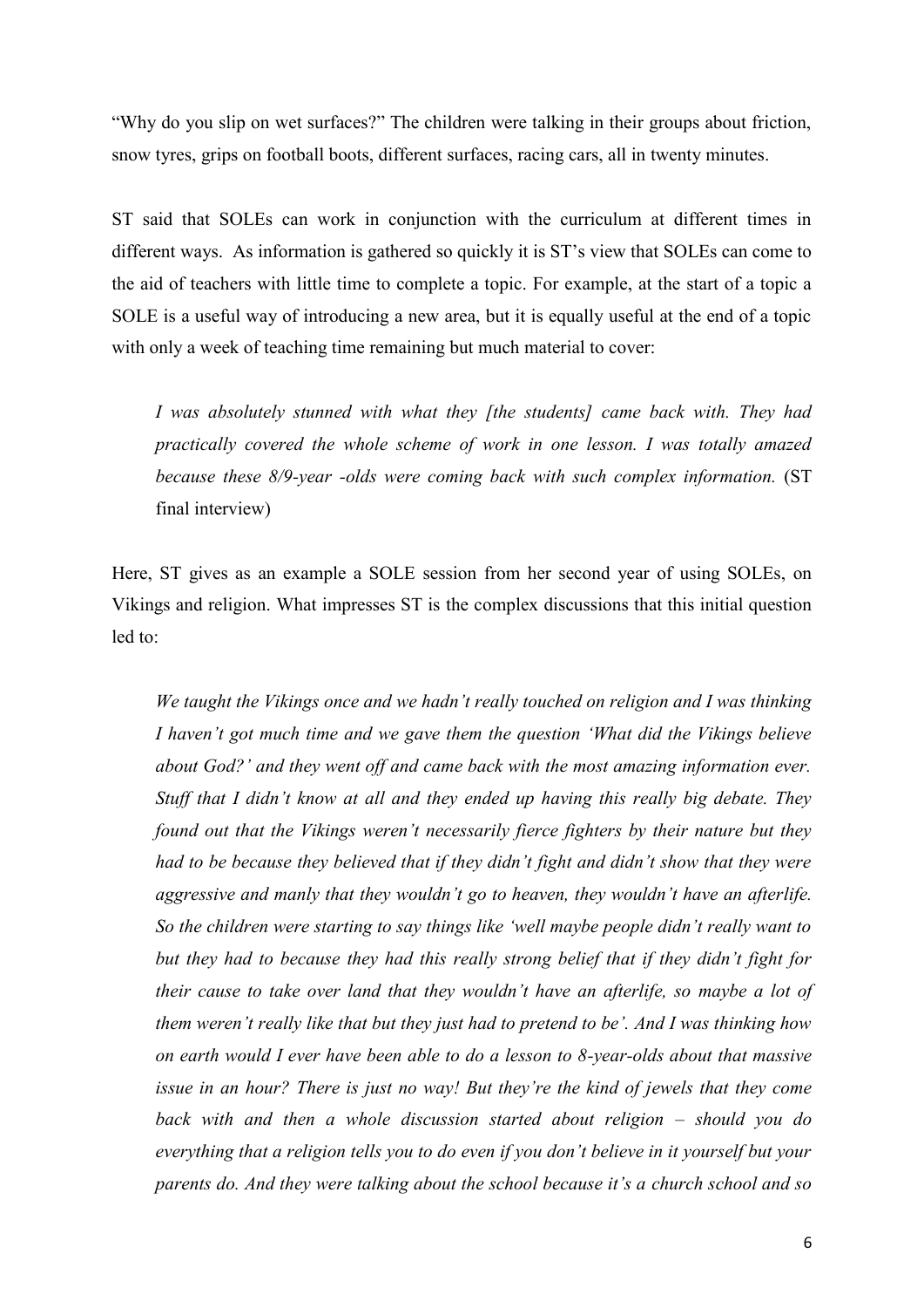"Why do you slip on wet surfaces?" The children were talking in their groups about friction, snow tyres, grips on football boots, different surfaces, racing cars, all in twenty minutes.

ST said that SOLEs can work in conjunction with the curriculum at different times in different ways. As information is gathered so quickly it is ST's view that SOLEs can come to the aid of teachers with little time to complete a topic. For example, at the start of a topic a SOLE is a useful way of introducing a new area, but it is equally useful at the end of a topic with only a week of teaching time remaining but much material to cover:

> *I was absolutely stunned with what they [the students] came back with. They had practically covered the whole scheme of work in one lesson. I was totally amazed because these 8/9-year -olds were coming back with such complex information.* (ST final interview)

Here, ST gives as an example a SOLE session from her second year of using SOLEs, on Vikings and religion. What impresses ST is the complex discussions that this initial question led to:

> *We taught the Vikings once and we hadn't really touched on religion and I was thinking I haven't got much time and we gave them the question 'What did the Vikings believe about God?' and they went off and came back with the most amazing information ever. Stuff that I didn't know at all and they ended up having this really big debate. They found out that the Vikings weren't necessarily fierce fighters by their nature but they had to be because they believed that if they didn't fight and didn't show that they were aggressive and manly that they wouldn't go to heaven, they wouldn't have an afterlife. So the children were starting to say things like 'well maybe people didn't really want to but they had to because they had this really strong belief that if they didn't fight for their cause to take over land that they wouldn't have an afterlife, so maybe a lot of them weren't really like that but they just had to pretend to be'. And I was thinking how on earth would I ever have been able to do a lesson to 8-year-olds about that massive issue in an hour? There is just no way! But they're the kind of jewels that they come back with and then a whole discussion started about religion – should you do everything that a religion tells you to do even if you don't believe in it yourself but your parents do. And they were talking about the school because it's a church school and so*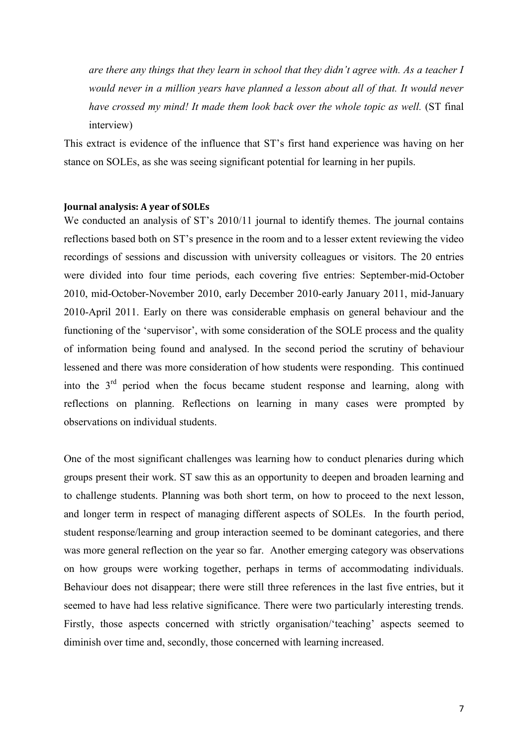*are there any things that they learn in school that they didn't agree with. As a teacher I would never in a million years have planned a lesson about all of that. It would never have crossed my mind! It made them look back over the whole topic as well.* (ST final interview)

This extract is evidence of the influence that ST's first hand experience was having on her stance on SOLEs, as she was seeing significant potential for learning in her pupils.

### Journal analysis: A year of SOLEs

We conducted an analysis of ST's 2010/11 journal to identify themes. The journal contains reflections based both on ST's presence in the room and to a lesser extent reviewing the video recordings of sessions and discussion with university colleagues or visitors. The 20 entries were divided into four time periods, each covering five entries: September-mid-October 2010, mid-October-November 2010, early December 2010-early January 2011, mid-January 2010-April 2011. Early on there was considerable emphasis on general behaviour and the functioning of the 'supervisor', with some consideration of the SOLE process and the quality of information being found and analysed. In the second period the scrutiny of behaviour lessened and there was more consideration of how students were responding. This continued into the 3rd period when the focus became student response and learning, along with reflections on planning. Reflections on learning in many cases were prompted by observations on individual students.

One of the most significant challenges was learning how to conduct plenaries during which groups present their work. ST saw this as an opportunity to deepen and broaden learning and to challenge students. Planning was both short term, on how to proceed to the next lesson, and longer term in respect of managing different aspects of SOLEs. In the fourth period, student response/learning and group interaction seemed to be dominant categories, and there was more general reflection on the year so far. Another emerging category was observations on how groups were working together, perhaps in terms of accommodating individuals. Behaviour does not disappear; there were still three references in the last five entries, but it seemed to have had less relative significance. There were two particularly interesting trends. Firstly, those aspects concerned with strictly organisation/'teaching' aspects seemed to diminish over time and, secondly, those concerned with learning increased.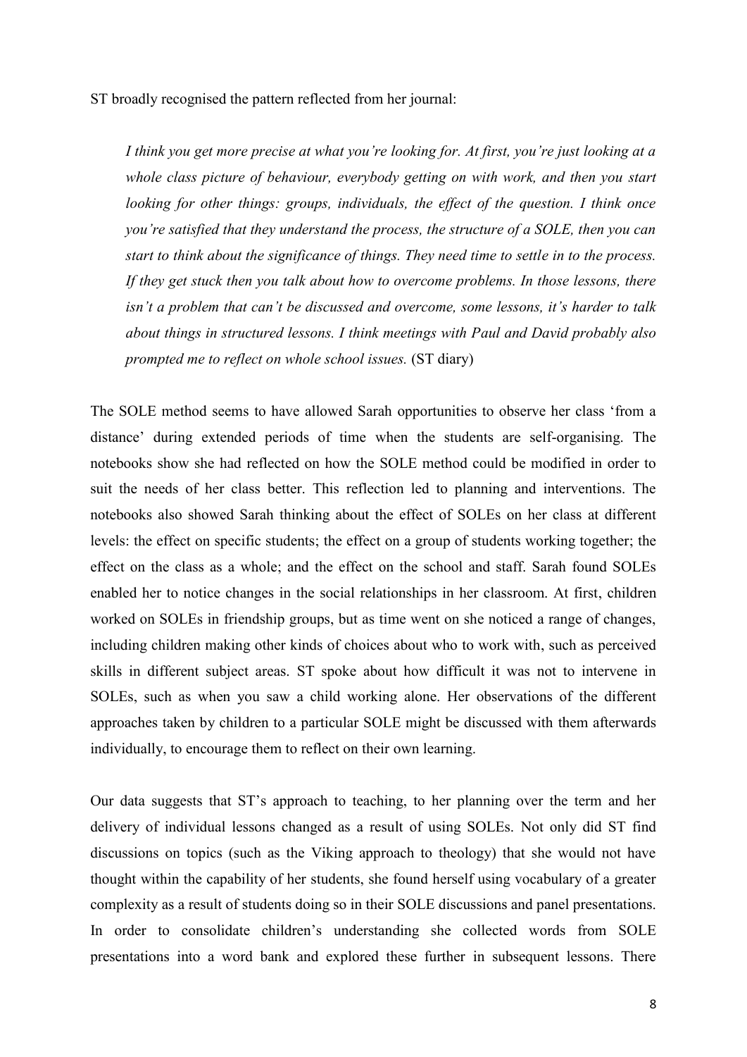ST broadly recognised the pattern reflected from her journal:

> *I think you get more precise at what you're looking for. At first, you're just looking at a whole class picture of behaviour, everybody getting on with work, and then you start looking for other things: groups, individuals, the effect of the question. I think once you're satisfied that they understand the process, the structure of a SOLE, then you can start to think about the significance of things. They need time to settle in to the process. If they get stuck then you talk about how to overcome problems. In those lessons, there isn't a problem that can't be discussed and overcome, some lessons, it's harder to talk about things in structured lessons. I think meetings with Paul and David probably also prompted me to reflect on whole school issues.* (ST diary)

The SOLE method seems to have allowed Sarah opportunities to observe her class 'from a distance' during extended periods of time when the students are self-organising. The notebooks show she had reflected on how the SOLE method could be modified in order to suit the needs of her class better. This reflection led to planning and interventions. The notebooks also showed Sarah thinking about the effect of SOLEs on her class at different levels: the effect on specific students; the effect on a group of students working together; the effect on the class as a whole; and the effect on the school and staff. Sarah found SOLEs enabled her to notice changes in the social relationships in her classroom. At first, children worked on SOLEs in friendship groups, but as time went on she noticed a range of changes, including children making other kinds of choices about who to work with, such as perceived skills in different subject areas. ST spoke about how difficult it was not to intervene in SOLEs, such as when you saw a child working alone. Her observations of the different approaches taken by children to a particular SOLE might be discussed with them afterwards individually, to encourage them to reflect on their own learning.

Our data suggests that ST's approach to teaching, to her planning over the term and her delivery of individual lessons changed as a result of using SOLEs. Not only did ST find discussions on topics (such as the Viking approach to theology) that she would not have thought within the capability of her students, she found herself using vocabulary of a greater complexity as a result of students doing so in their SOLE discussions and panel presentations. In order to consolidate children's understanding she collected words from SOLE presentations into a word bank and explored these further in subsequent lessons. There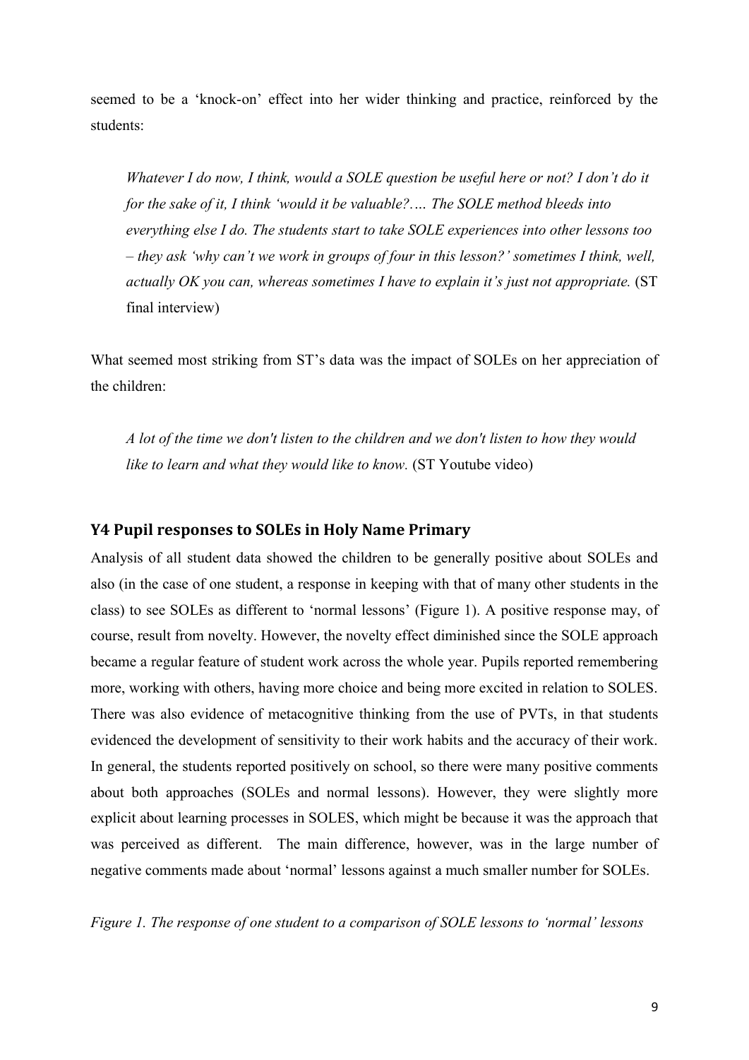seemed to be a 'knock-on' effect into her wider thinking and practice, reinforced by the students:

> *Whatever I do now, I think, would a SOLE question be useful here or not? I don't do it for the sake of it, I think 'would it be valuable?…. The SOLE method bleeds into everything else I do. The students start to take SOLE experiences into other lessons too – they ask 'why can't we work in groups of four in this lesson?' sometimes I think, well, actually OK you can, whereas sometimes I have to explain it's just not appropriate.* (ST final interview)

What seemed most striking from ST's data was the impact of SOLEs on her appreciation of the children:

> *A lot of the time we don't listen to the children and we don't listen to how they would like to learn and what they would like to know.* (ST Youtube video)

## Y4 Pupil responses to SOLEs in Holy Name Primary

Analysis of all student data showed the children to be generally positive about SOLEs and also (in the case of one student, a response in keeping with that of many other students in the class) to see SOLEs as different to 'normal lessons' (Figure 1). A positive response may, of course, result from novelty. However, the novelty effect diminished since the SOLE approach became a regular feature of student work across the whole year. Pupils reported remembering more, working with others, having more choice and being more excited in relation to SOLES. There was also evidence of metacognitive thinking from the use of PVTs, in that students evidenced the development of sensitivity to their work habits and the accuracy of their work. In general, the students reported positively on school, so there were many positive comments about both approaches (SOLEs and normal lessons). However, they were slightly more explicit about learning processes in SOLES, which might be because it was the approach that was perceived as different. The main difference, however, was in the large number of negative comments made about 'normal' lessons against a much smaller number for SOLEs.

*Figure 1. The response of one student to a comparison of SOLE lessons to 'normal' lessons*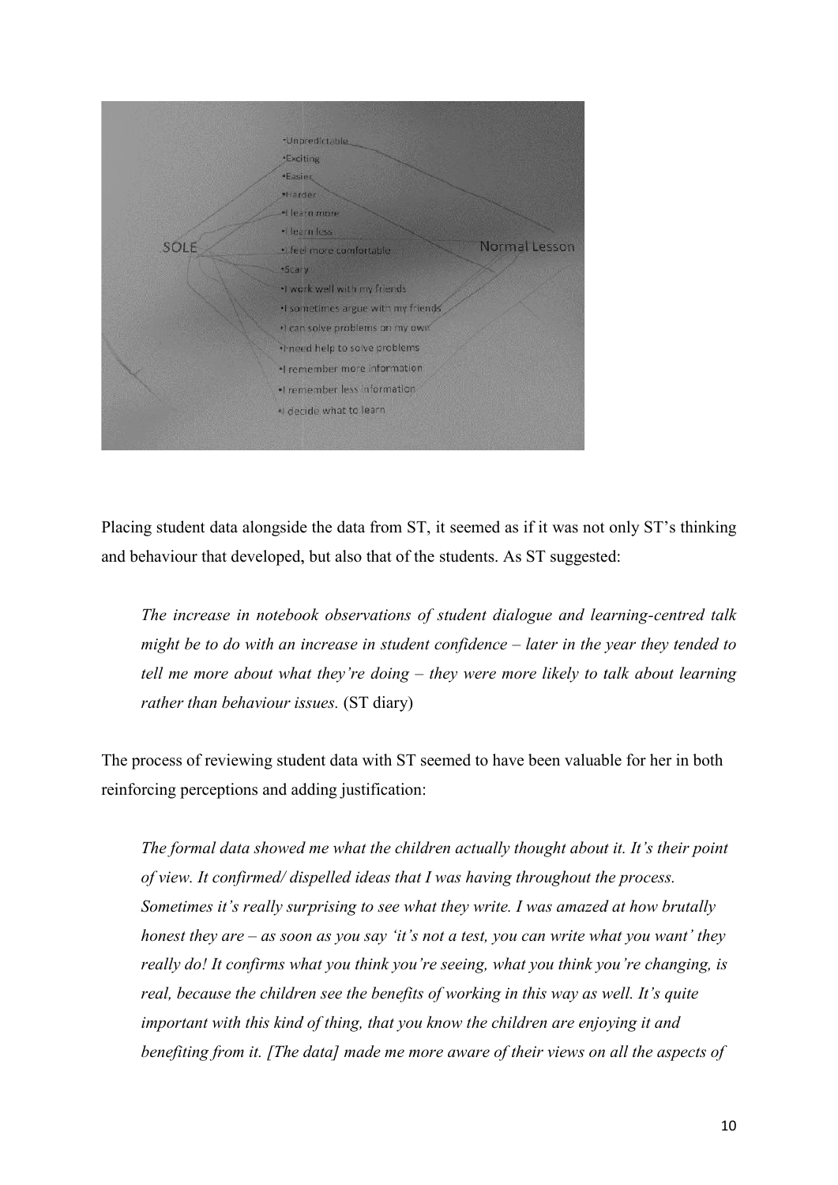SOLE

Normal Lesson

•Unpredictable

•Exciting

•Easier

•Harder

•I learn more

•I learn less

•I feel more comfortable

•Scary

•I work well with my friends

•I sometimes argue with my friends

•I can solve problems on my own

•I need help to solve problems

•I remember more information

•I remember less information

•I decide what to learn

Placing student data alongside the data from ST, it seemed as if it was not only ST's thinking and behaviour that developed, but also that of the students. As ST suggested:

> *The increase in notebook observations of student dialogue and learning-centred talk might be to do with an increase in student confidence – later in the year they tended to tell me more about what they're doing – they were more likely to talk about learning rather than behaviour issues.* (ST diary)

The process of reviewing student data with ST seemed to have been valuable for her in both reinforcing perceptions and adding justification:

> *The formal data showed me what the children actually thought about it. It's their point of view. It confirmed/ dispelled ideas that I was having throughout the process. Sometimes it's really surprising to see what they write. I was amazed at how brutally honest they are – as soon as you say 'it's not a test, you can write what you want' they really do! It confirms what you think you're seeing, what you think you're changing, is real, because the children see the benefits of working in this way as well. It's quite important with this kind of thing, that you know the children are enjoying it and benefiting from it. [The data] made me more aware of their views on all the aspects of*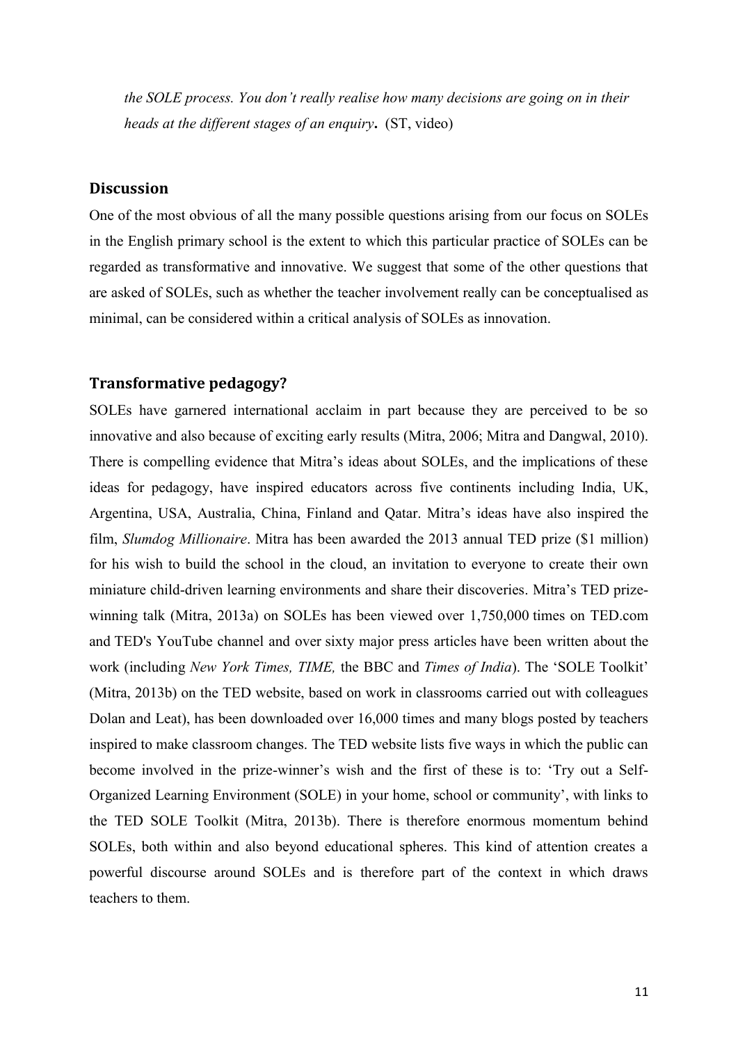*the SOLE process. You don't really realise how many decisions are going on in their heads at the different stages of an enquiry***.** (ST, video)

## Discussion

One of the most obvious of all the many possible questions arising from our focus on SOLEs in the English primary school is the extent to which this particular practice of SOLEs can be regarded as transformative and innovative. We suggest that some of the other questions that are asked of SOLEs, such as whether the teacher involvement really can be conceptualised as minimal, can be considered within a critical analysis of SOLEs as innovation.

## Transformative pedagogy?

SOLEs have garnered international acclaim in part because they are perceived to be so innovative and also because of exciting early results (Mitra, 2006; Mitra and Dangwal, 2010). There is compelling evidence that Mitra's ideas about SOLEs, and the implications of these ideas for pedagogy, have inspired educators across five continents including India, UK, Argentina, USA, Australia, China, Finland and Qatar. Mitra's ideas have also inspired the film, *Slumdog Millionaire*. Mitra has been awarded the 2013 annual TED prize ($1 million) for his wish to build the school in the cloud, an invitation to everyone to create their own miniature child-driven learning environments and share their discoveries. Mitra's TED prize-winning talk (Mitra, 2013a) on SOLEs has been viewed over 1,750,000 times on TED.com and TED's YouTube channel and over sixty major press articles have been written about the work (including *New York Times, TIME,* the BBC and *Times of India*). The 'SOLE Toolkit' (Mitra, 2013b) on the TED website, based on work in classrooms carried out with colleagues Dolan and Leat), has been downloaded over 16,000 times and many blogs posted by teachers inspired to make classroom changes. The TED website lists five ways in which the public can become involved in the prize-winner's wish and the first of these is to: 'Try out a Self-Organized Learning Environment (SOLE) in your home, school or community', with links to the TED SOLE Toolkit (Mitra, 2013b). There is therefore enormous momentum behind SOLEs, both within and also beyond educational spheres. This kind of attention creates a powerful discourse around SOLEs and is therefore part of the context in which draws teachers to them.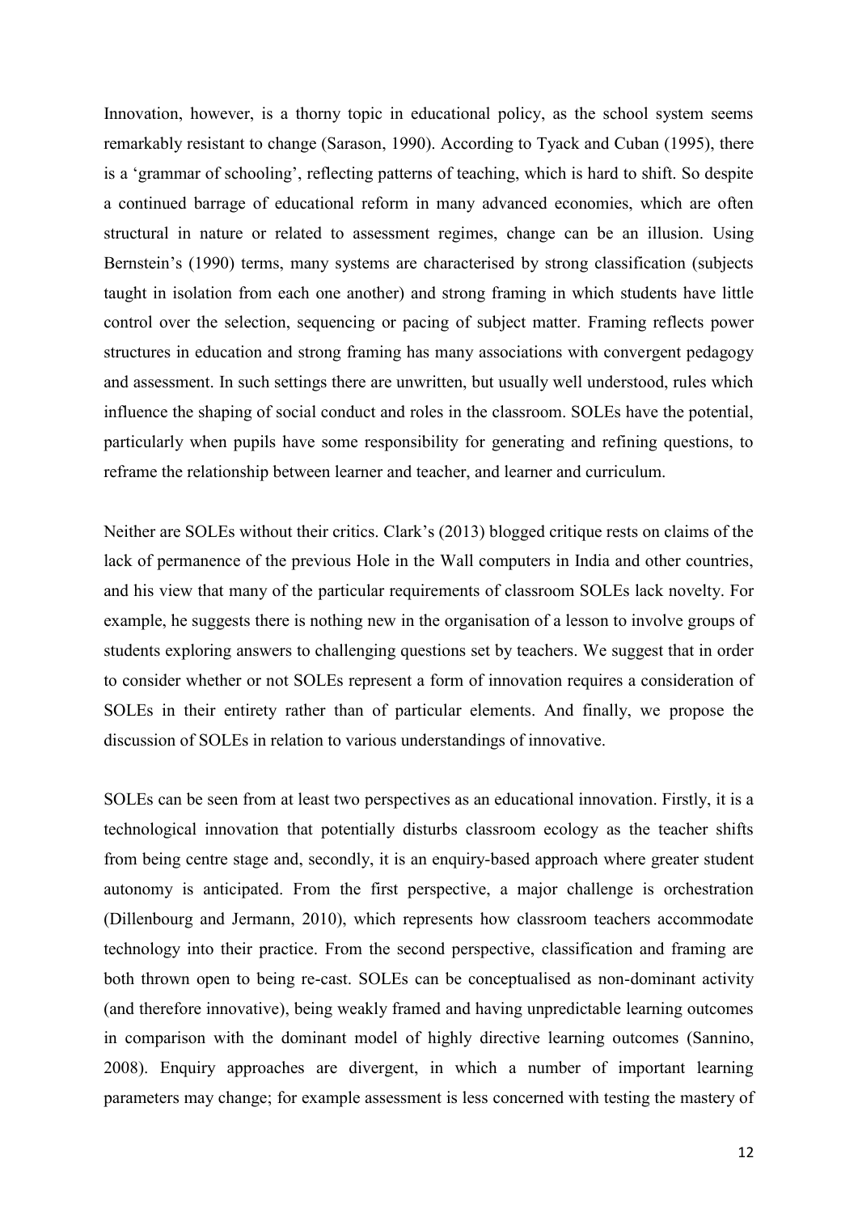Innovation, however, is a thorny topic in educational policy, as the school system seems remarkably resistant to change (Sarason, 1990). According to Tyack and Cuban (1995), there is a 'grammar of schooling', reflecting patterns of teaching, which is hard to shift. So despite a continued barrage of educational reform in many advanced economies, which are often structural in nature or related to assessment regimes, change can be an illusion. Using Bernstein's (1990) terms, many systems are characterised by strong classification (subjects taught in isolation from each one another) and strong framing in which students have little control over the selection, sequencing or pacing of subject matter. Framing reflects power structures in education and strong framing has many associations with convergent pedagogy and assessment. In such settings there are unwritten, but usually well understood, rules which influence the shaping of social conduct and roles in the classroom. SOLEs have the potential, particularly when pupils have some responsibility for generating and refining questions, to reframe the relationship between learner and teacher, and learner and curriculum.

Neither are SOLEs without their critics. Clark's (2013) blogged critique rests on claims of the lack of permanence of the previous Hole in the Wall computers in India and other countries, and his view that many of the particular requirements of classroom SOLEs lack novelty. For example, he suggests there is nothing new in the organisation of a lesson to involve groups of students exploring answers to challenging questions set by teachers. We suggest that in order to consider whether or not SOLEs represent a form of innovation requires a consideration of SOLEs in their entirety rather than of particular elements. And finally, we propose the discussion of SOLEs in relation to various understandings of innovative.

SOLEs can be seen from at least two perspectives as an educational innovation. Firstly, it is a technological innovation that potentially disturbs classroom ecology as the teacher shifts from being centre stage and, secondly, it is an enquiry-based approach where greater student autonomy is anticipated. From the first perspective, a major challenge is orchestration (Dillenbourg and Jermann, 2010), which represents how classroom teachers accommodate technology into their practice. From the second perspective, classification and framing are both thrown open to being re-cast. SOLEs can be conceptualised as non-dominant activity (and therefore innovative), being weakly framed and having unpredictable learning outcomes in comparison with the dominant model of highly directive learning outcomes (Sannino, 2008). Enquiry approaches are divergent, in which a number of important learning parameters may change; for example assessment is less concerned with testing the mastery of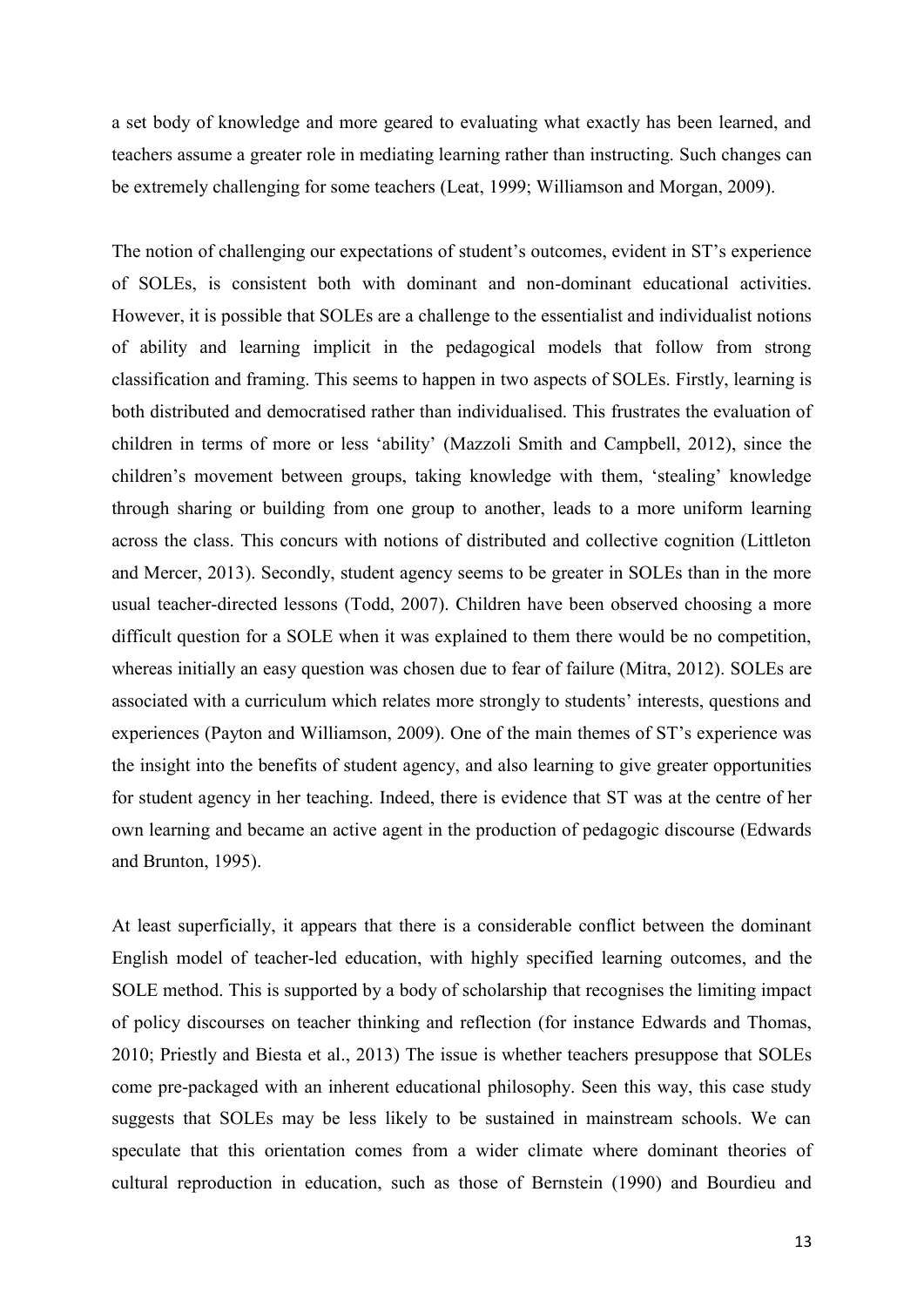a set body of knowledge and more geared to evaluating what exactly has been learned, and teachers assume a greater role in mediating learning rather than instructing. Such changes can be extremely challenging for some teachers (Leat, 1999; Williamson and Morgan, 2009).

The notion of challenging our expectations of student's outcomes, evident in ST's experience of SOLEs, is consistent both with dominant and non-dominant educational activities. However, it is possible that SOLEs are a challenge to the essentialist and individualist notions of ability and learning implicit in the pedagogical models that follow from strong classification and framing. This seems to happen in two aspects of SOLEs. Firstly, learning is both distributed and democratised rather than individualised. This frustrates the evaluation of children in terms of more or less 'ability' (Mazzoli Smith and Campbell, 2012), since the children's movement between groups, taking knowledge with them, 'stealing' knowledge through sharing or building from one group to another, leads to a more uniform learning across the class. This concurs with notions of distributed and collective cognition (Littleton and Mercer, 2013). Secondly, student agency seems to be greater in SOLEs than in the more usual teacher-directed lessons (Todd, 2007). Children have been observed choosing a more difficult question for a SOLE when it was explained to them there would be no competition, whereas initially an easy question was chosen due to fear of failure (Mitra, 2012). SOLEs are associated with a curriculum which relates more strongly to students' interests, questions and experiences (Payton and Williamson, 2009). One of the main themes of ST's experience was the insight into the benefits of student agency, and also learning to give greater opportunities for student agency in her teaching. Indeed, there is evidence that ST was at the centre of her own learning and became an active agent in the production of pedagogic discourse (Edwards and Brunton, 1995).

At least superficially, it appears that there is a considerable conflict between the dominant English model of teacher-led education, with highly specified learning outcomes, and the SOLE method. This is supported by a body of scholarship that recognises the limiting impact of policy discourses on teacher thinking and reflection (for instance Edwards and Thomas, 2010; Priestly and Biesta et al., 2013) The issue is whether teachers presuppose that SOLEs come pre-packaged with an inherent educational philosophy. Seen this way, this case study suggests that SOLEs may be less likely to be sustained in mainstream schools. We can speculate that this orientation comes from a wider climate where dominant theories of cultural reproduction in education, such as those of Bernstein (1990) and Bourdieu and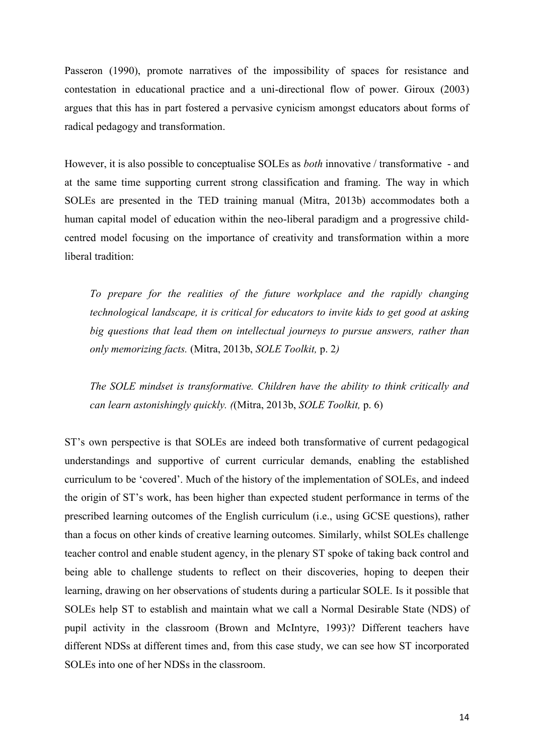Passeron (1990), promote narratives of the impossibility of spaces for resistance and contestation in educational practice and a uni-directional flow of power. Giroux (2003) argues that this has in part fostered a pervasive cynicism amongst educators about forms of radical pedagogy and transformation.

However, it is also possible to conceptualise SOLEs as *both* innovative / transformative - and at the same time supporting current strong classification and framing. The way in which SOLEs are presented in the TED training manual (Mitra, 2013b) accommodates both a human capital model of education within the neo-liberal paradigm and a progressive child-centred model focusing on the importance of creativity and transformation within a more liberal tradition:

> *To prepare for the realities of the future workplace and the rapidly changing technological landscape, it is critical for educators to invite kids to get good at asking big questions that lead them on intellectual journeys to pursue answers, rather than only memorizing facts.* (Mitra, 2013b, *SOLE Toolkit,* p. 2*)*

> *The SOLE mindset is transformative. Children have the ability to think critically and can learn astonishingly quickly. (*(Mitra, 2013b, *SOLE Toolkit,* p. 6)

ST's own perspective is that SOLEs are indeed both transformative of current pedagogical understandings and supportive of current curricular demands, enabling the established curriculum to be 'covered'. Much of the history of the implementation of SOLEs, and indeed the origin of ST's work, has been higher than expected student performance in terms of the prescribed learning outcomes of the English curriculum (i.e., using GCSE questions), rather than a focus on other kinds of creative learning outcomes. Similarly, whilst SOLEs challenge teacher control and enable student agency, in the plenary ST spoke of taking back control and being able to challenge students to reflect on their discoveries, hoping to deepen their learning, drawing on her observations of students during a particular SOLE. Is it possible that SOLEs help ST to establish and maintain what we call a Normal Desirable State (NDS) of pupil activity in the classroom (Brown and McIntyre, 1993)? Different teachers have different NDSs at different times and, from this case study, we can see how ST incorporated SOLEs into one of her NDSs in the classroom.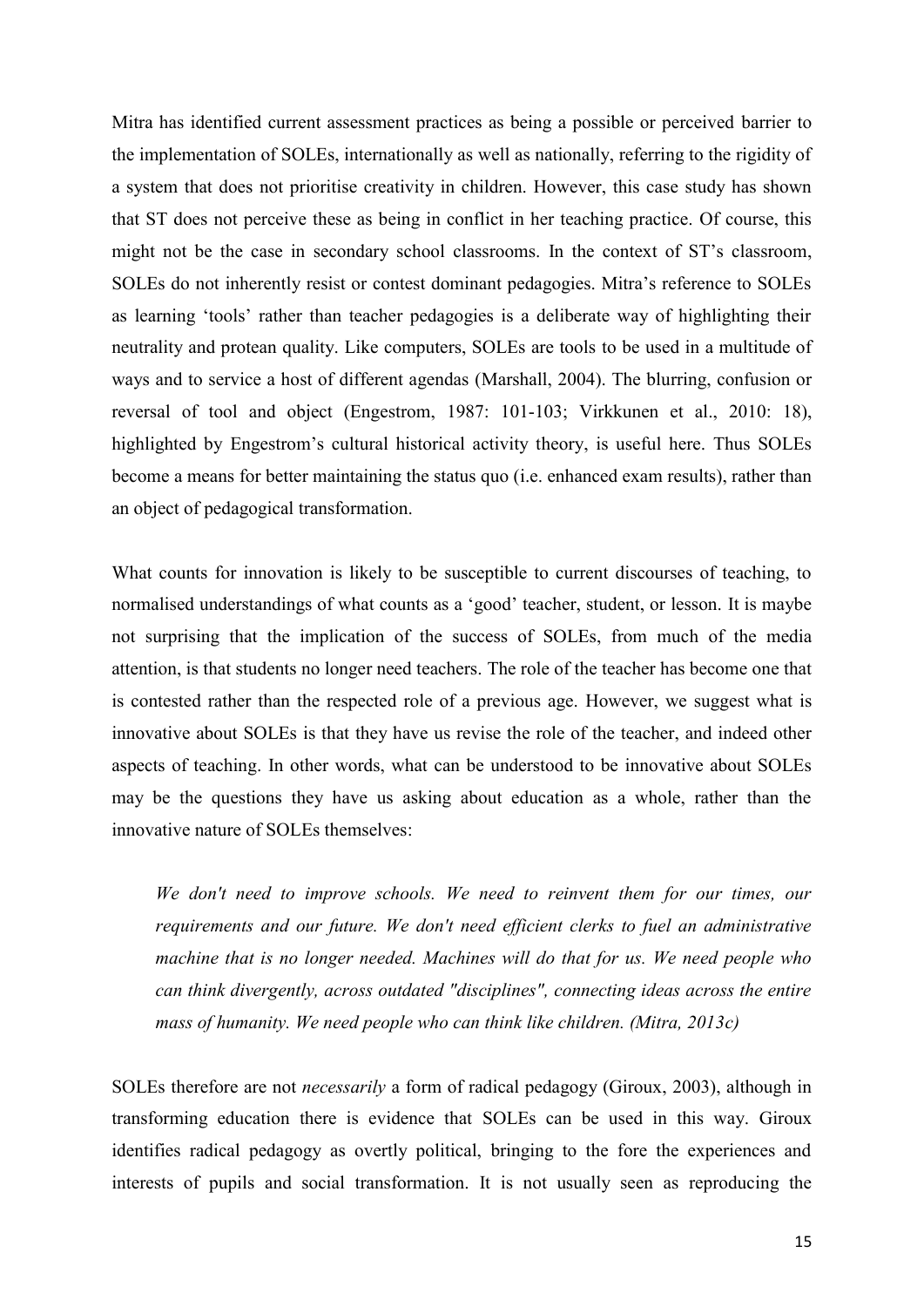Mitra has identified current assessment practices as being a possible or perceived barrier to the implementation of SOLEs, internationally as well as nationally, referring to the rigidity of a system that does not prioritise creativity in children. However, this case study has shown that ST does not perceive these as being in conflict in her teaching practice. Of course, this might not be the case in secondary school classrooms. In the context of ST's classroom, SOLEs do not inherently resist or contest dominant pedagogies. Mitra's reference to SOLEs as learning 'tools' rather than teacher pedagogies is a deliberate way of highlighting their neutrality and protean quality. Like computers, SOLEs are tools to be used in a multitude of ways and to service a host of different agendas (Marshall, 2004). The blurring, confusion or reversal of tool and object (Engestrom, 1987: 101-103; Virkkunen et al., 2010: 18), highlighted by Engestrom's cultural historical activity theory, is useful here. Thus SOLEs become a means for better maintaining the status quo (i.e. enhanced exam results), rather than an object of pedagogical transformation.

What counts for innovation is likely to be susceptible to current discourses of teaching, to normalised understandings of what counts as a 'good' teacher, student, or lesson. It is maybe not surprising that the implication of the success of SOLEs, from much of the media attention, is that students no longer need teachers. The role of the teacher has become one that is contested rather than the respected role of a previous age. However, we suggest what is innovative about SOLEs is that they have us revise the role of the teacher, and indeed other aspects of teaching. In other words, what can be understood to be innovative about SOLEs may be the questions they have us asking about education as a whole, rather than the innovative nature of SOLEs themselves:

> *We don't need to improve schools. We need to reinvent them for our times, our requirements and our future. We don't need efficient clerks to fuel an administrative machine that is no longer needed. Machines will do that for us. We need people who can think divergently, across outdated "disciplines", connecting ideas across the entire mass of humanity. We need people who can think like children. (Mitra, 2013c)*

SOLEs therefore are not *necessarily* a form of radical pedagogy (Giroux, 2003), although in transforming education there is evidence that SOLEs can be used in this way. Giroux identifies radical pedagogy as overtly political, bringing to the fore the experiences and interests of pupils and social transformation. It is not usually seen as reproducing the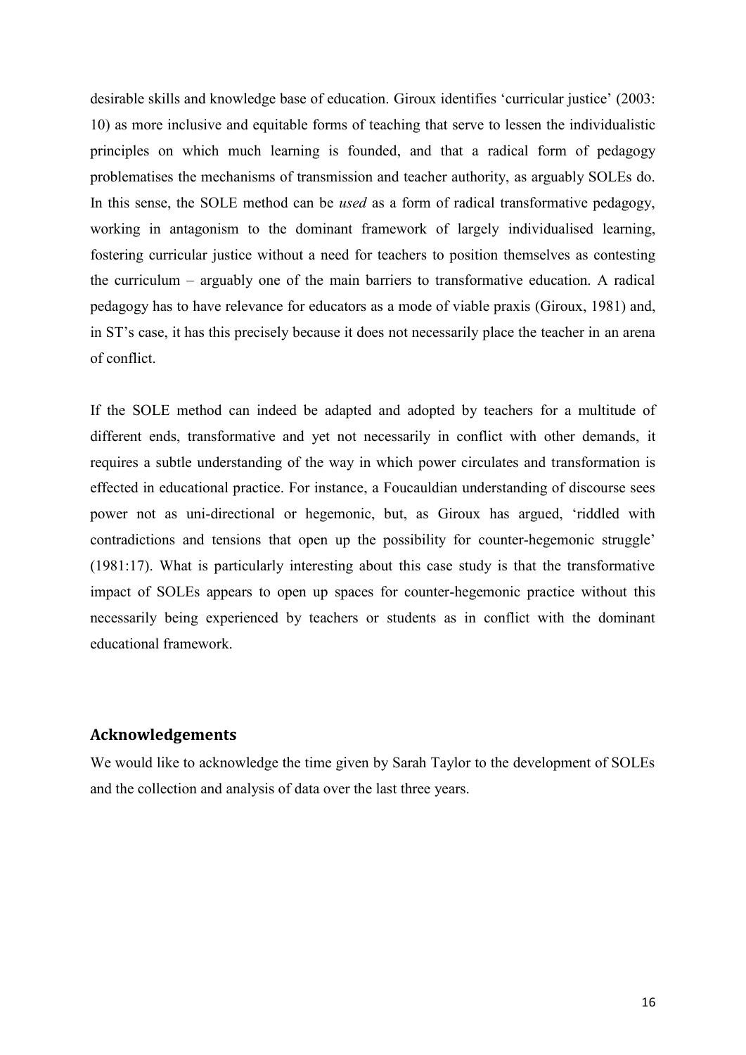desirable skills and knowledge base of education. Giroux identifies 'curricular justice' (2003: 10) as more inclusive and equitable forms of teaching that serve to lessen the individualistic principles on which much learning is founded, and that a radical form of pedagogy problematises the mechanisms of transmission and teacher authority, as arguably SOLEs do. In this sense, the SOLE method can be *used* as a form of radical transformative pedagogy, working in antagonism to the dominant framework of largely individualised learning, fostering curricular justice without a need for teachers to position themselves as contesting the curriculum – arguably one of the main barriers to transformative education. A radical pedagogy has to have relevance for educators as a mode of viable praxis (Giroux, 1981) and, in ST's case, it has this precisely because it does not necessarily place the teacher in an arena of conflict.

If the SOLE method can indeed be adapted and adopted by teachers for a multitude of different ends, transformative and yet not necessarily in conflict with other demands, it requires a subtle understanding of the way in which power circulates and transformation is effected in educational practice. For instance, a Foucauldian understanding of discourse sees power not as uni-directional or hegemonic, but, as Giroux has argued, 'riddled with contradictions and tensions that open up the possibility for counter-hegemonic struggle' (1981:17). What is particularly interesting about this case study is that the transformative impact of SOLEs appears to open up spaces for counter-hegemonic practice without this necessarily being experienced by teachers or students as in conflict with the dominant educational framework.

## Acknowledgements

We would like to acknowledge the time given by Sarah Taylor to the development of SOLEs and the collection and analysis of data over the last three years.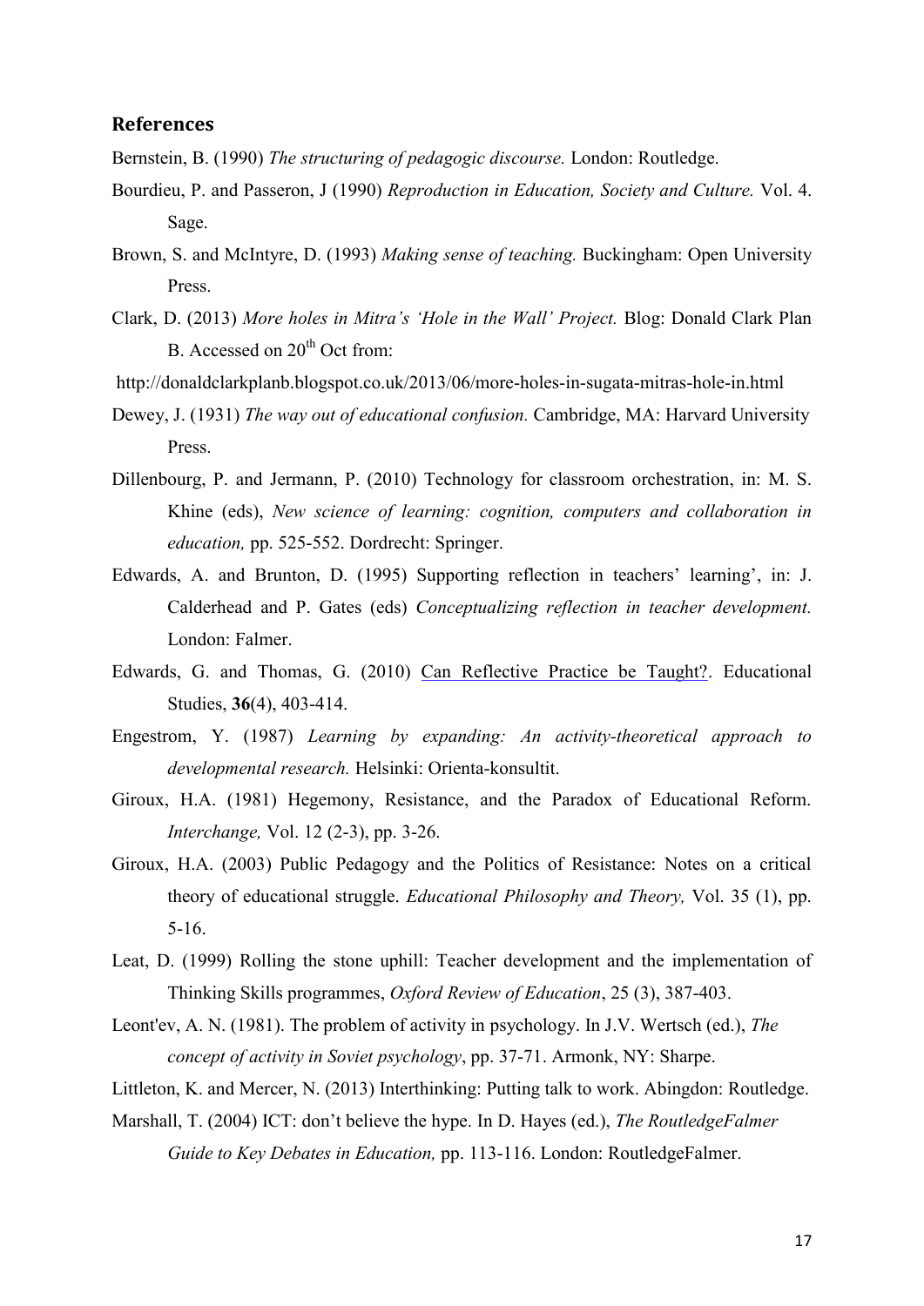## References

Bernstein, B. (1990) *The structuring of pedagogic discourse.* London: Routledge.

Bourdieu, P. and Passeron, J (1990) *Reproduction in Education, Society and Culture.* Vol. 4. Sage.

Brown, S. and McIntyre, D. (1993) *Making sense of teaching.* Buckingham: Open University Press.

Clark, D. (2013) *More holes in Mitra's 'Hole in the Wall' Project.* Blog: Donald Clark Plan B. Accessed on 20th Oct from:

http://donaldclarkplanb.blogspot.co.uk/2013/06/more-holes-in-sugata-mitras-hole-in.html

Dewey, J. (1931) *The way out of educational confusion.* Cambridge, MA: Harvard University Press.

Dillenbourg, P. and Jermann, P. (2010) Technology for classroom orchestration, in: M. S. Khine (eds), *New science of learning: cognition, computers and collaboration in education,* pp. 525-552. Dordrecht: Springer.

Edwards, A. and Brunton, D. (1995) Supporting reflection in teachers' learning', in: J. Calderhead and P. Gates (eds) *Conceptualizing reflection in teacher development.* London: Falmer.

Edwards, G. and Thomas, G. (2010) Can Reflective Practice be Taught?. Educational Studies, **36**(4), 403-414.

Engestrom, Y. (1987) *Learning by expanding: An activity-theoretical approach to developmental research.* Helsinki: Orienta-konsultit.

Giroux, H.A. (1981) Hegemony, Resistance, and the Paradox of Educational Reform. *Interchange,* Vol. 12 (2-3), pp. 3-26.

Giroux, H.A. (2003) Public Pedagogy and the Politics of Resistance: Notes on a critical theory of educational struggle. *Educational Philosophy and Theory,* Vol. 35 (1), pp. 5-16.

Leat, D. (1999) Rolling the stone uphill: Teacher development and the implementation of Thinking Skills programmes, *Oxford Review of Education*, 25 (3), 387-403.

Leont'ev, A. N. (1981). The problem of activity in psychology. In J.V. Wertsch (ed.), *The concept of activity in Soviet psychology*, pp. 37-71. Armonk, NY: Sharpe.

Littleton, K. and Mercer, N. (2013) Interthinking: Putting talk to work. Abingdon: Routledge.

Marshall, T. (2004) ICT: don't believe the hype. In D. Hayes (ed.), *The RoutledgeFalmer Guide to Key Debates in Education,* pp. 113-116. London: RoutledgeFalmer.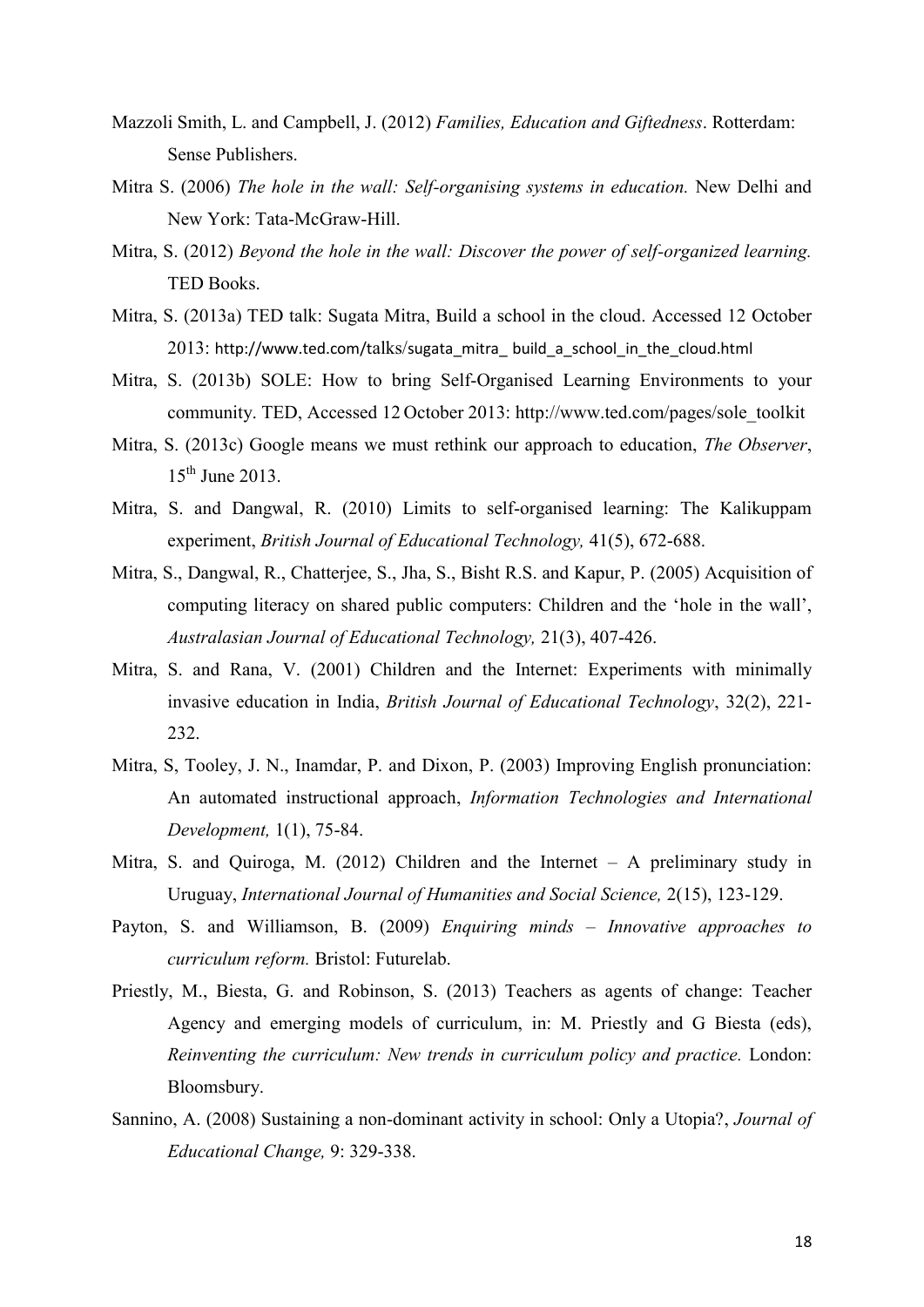Mazzoli Smith, L. and Campbell, J. (2012) *Families, Education and Giftedness*. Rotterdam: Sense Publishers.

Mitra S. (2006) *The hole in the wall: Self-organising systems in education.* New Delhi and New York: Tata-McGraw-Hill.

Mitra, S. (2012) *Beyond the hole in the wall: Discover the power of self-organized learning.* TED Books.

Mitra, S. (2013a) TED talk: Sugata Mitra, Build a school in the cloud. Accessed 12 October 2013: http://www.ted.com/talks/sugata_mitra_ build_a_school_in_the_cloud.html

Mitra, S. (2013b) SOLE: How to bring Self-Organised Learning Environments to your community. TED, Accessed 12 October 2013: http://www.ted.com/pages/sole_toolkit

Mitra, S. (2013c) Google means we must rethink our approach to education, *The Observer*, 15th June 2013.

Mitra, S. and Dangwal, R. (2010) Limits to self-organised learning: The Kalikuppam experiment, *British Journal of Educational Technology,* 41(5), 672-688.

Mitra, S., Dangwal, R., Chatterjee, S., Jha, S., Bisht R.S. and Kapur, P. (2005) Acquisition of computing literacy on shared public computers: Children and the 'hole in the wall', *Australasian Journal of Educational Technology,* 21(3), 407-426.

Mitra, S. and Rana, V. (2001) Children and the Internet: Experiments with minimally invasive education in India, *British Journal of Educational Technology*, 32(2), 221-232.

Mitra, S, Tooley, J. N., Inamdar, P. and Dixon, P. (2003) Improving English pronunciation: An automated instructional approach, *Information Technologies and International Development,* 1(1), 75-84.

Mitra, S. and Quiroga, M. (2012) Children and the Internet – A preliminary study in Uruguay, *International Journal of Humanities and Social Science,* 2(15), 123-129.

Payton, S. and Williamson, B. (2009) *Enquiring minds – Innovative approaches to curriculum reform.* Bristol: Futurelab.

Priestly, M., Biesta, G. and Robinson, S. (2013) Teachers as agents of change: Teacher Agency and emerging models of curriculum, in: M. Priestly and G Biesta (eds), *Reinventing the curriculum: New trends in curriculum policy and practice.* London: Bloomsbury.

Sannino, A. (2008) Sustaining a non-dominant activity in school: Only a Utopia?, *Journal of Educational Change,* 9: 329-338.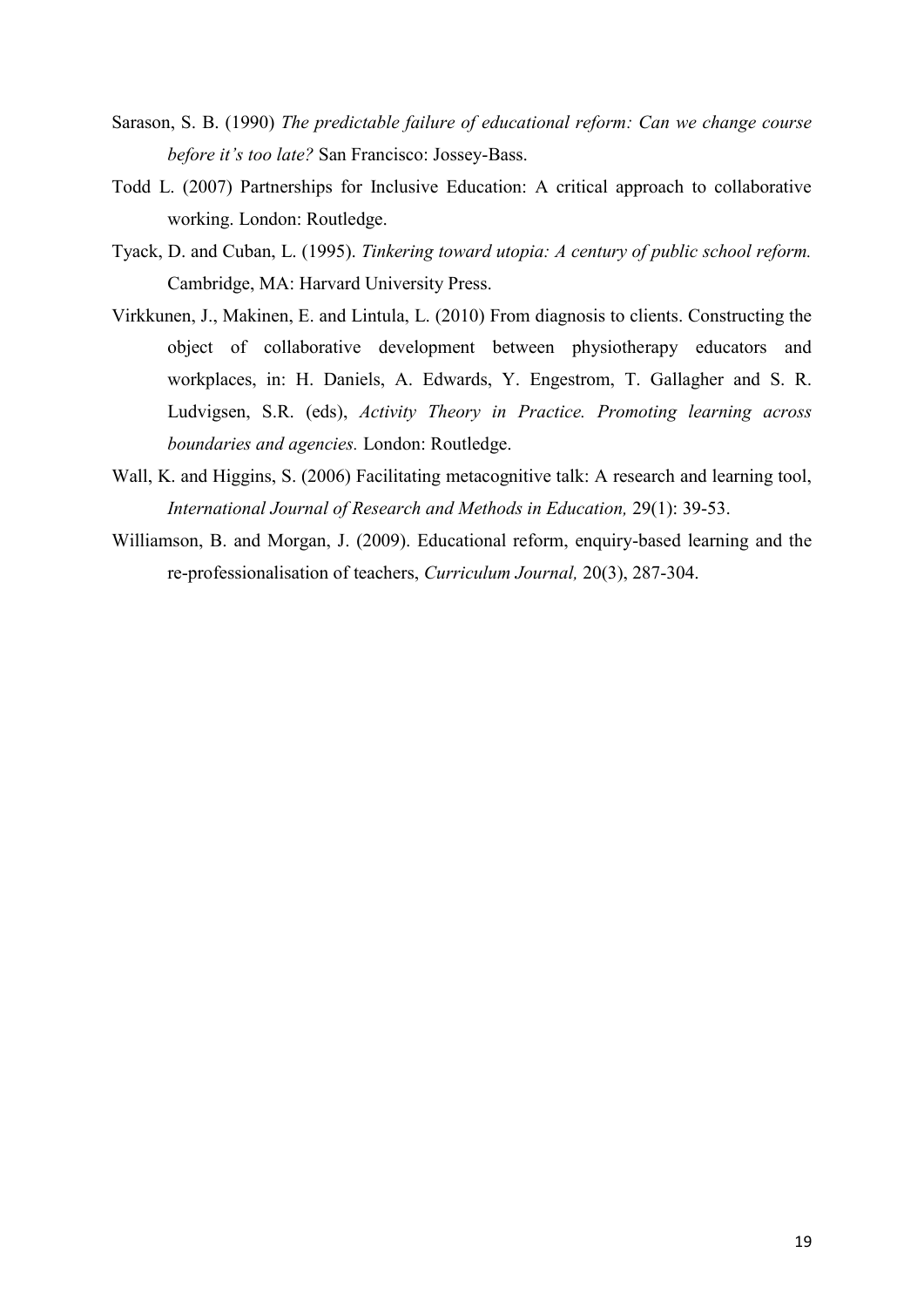Sarason, S. B. (1990) *The predictable failure of educational reform: Can we change course before it's too late?* San Francisco: Jossey-Bass.

Todd L. (2007) Partnerships for Inclusive Education: A critical approach to collaborative working. London: Routledge.

Tyack, D. and Cuban, L. (1995). *Tinkering toward utopia: A century of public school reform.* Cambridge, MA: Harvard University Press.

Virkkunen, J., Makinen, E. and Lintula, L. (2010) From diagnosis to clients. Constructing the object of collaborative development between physiotherapy educators and workplaces, in: H. Daniels, A. Edwards, Y. Engestrom, T. Gallagher and S. R. Ludvigsen, S.R. (eds), *Activity Theory in Practice. Promoting learning across boundaries and agencies.* London: Routledge.

Wall, K. and Higgins, S. (2006) Facilitating metacognitive talk: A research and learning tool, *International Journal of Research and Methods in Education,* 29(1): 39-53.

Williamson, B. and Morgan, J. (2009). Educational reform, enquiry-based learning and the re-professionalisation of teachers, *Curriculum Journal,* 20(3), 287-304.